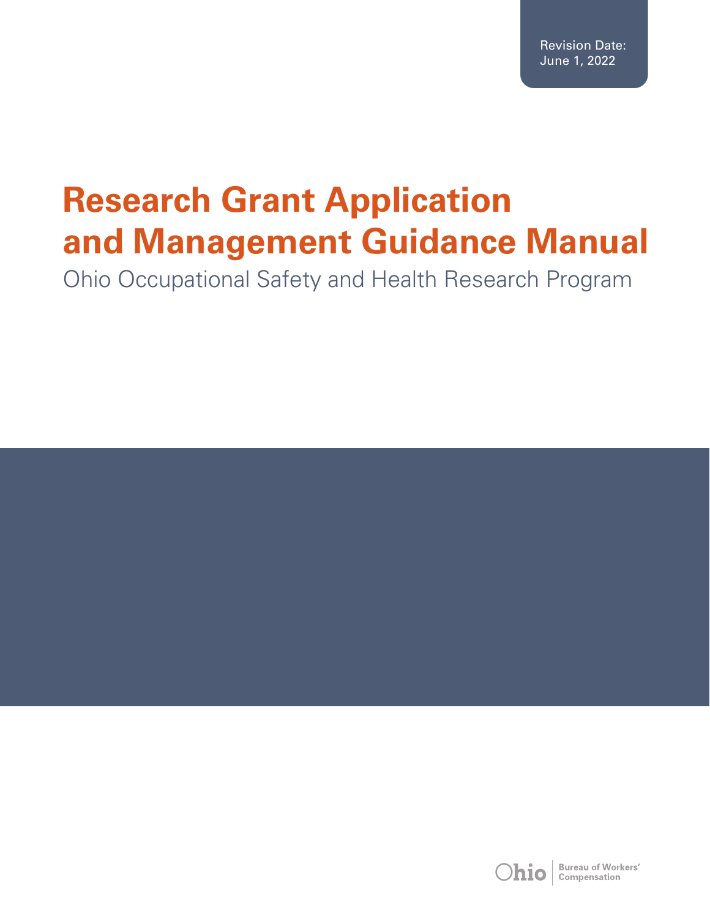Revision Date:
June 1, 2022

# Research Grant Application and Management Guidance Manual

Ohio Occupational Safety and Health Research Program

Ohio Bureau of Workers' Compensation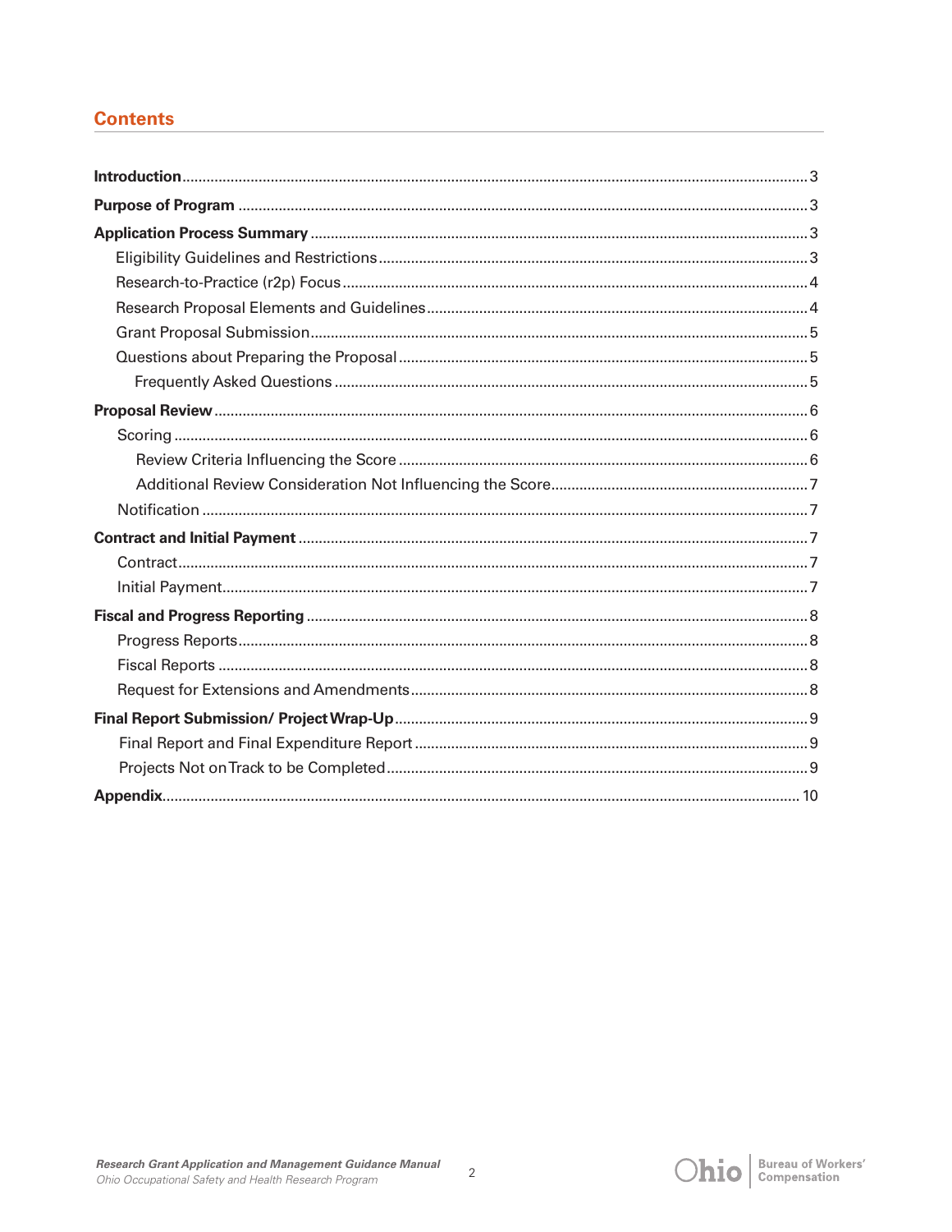## Contents

**Introduction** ... 3

**Purpose of Program** ... 3

**Application Process Summary** ... 3

- Eligibility Guidelines and Restrictions ... 3
- Research-to-Practice (r2p) Focus ... 4
- Research Proposal Elements and Guidelines ... 4
- Grant Proposal Submission ... 5
- Questions about Preparing the Proposal ... 5
  - Frequently Asked Questions ... 5

**Proposal Review** ... 6

- Scoring ... 6
  - Review Criteria Influencing the Score ... 6
  - Additional Review Consideration Not Influencing the Score ... 7
- Notification ... 7

**Contract and Initial Payment** ... 7

- Contract ... 7
- Initial Payment ... 7

**Fiscal and Progress Reporting** ... 8

- Progress Reports ... 8
- Fiscal Reports ... 8
- Request for Extensions and Amendments ... 8

**Final Report Submission/ Project Wrap-Up** ... 9

- Final Report and Final Expenditure Report ... 9
- Projects Not on Track to be Completed ... 9

**Appendix** ... 10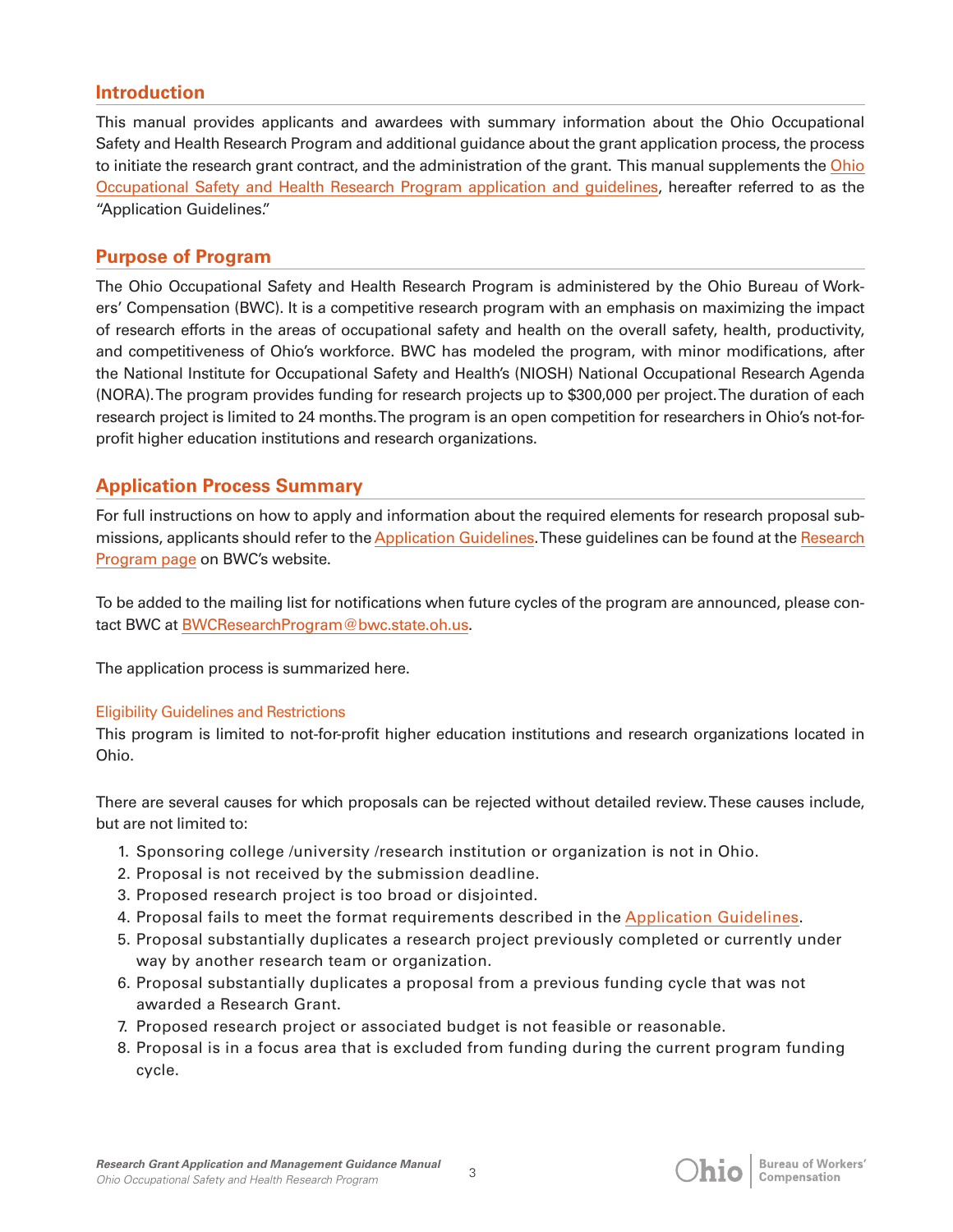## Introduction

This manual provides applicants and awardees with summary information about the Ohio Occupational Safety and Health Research Program and additional guidance about the grant application process, the process to initiate the research grant contract, and the administration of the grant. This manual supplements the Ohio Occupational Safety and Health Research Program application and guidelines, hereafter referred to as the "Application Guidelines."

## Purpose of Program

The Ohio Occupational Safety and Health Research Program is administered by the Ohio Bureau of Workers' Compensation (BWC). It is a competitive research program with an emphasis on maximizing the impact of research efforts in the areas of occupational safety and health on the overall safety, health, productivity, and competitiveness of Ohio's workforce. BWC has modeled the program, with minor modifications, after the National Institute for Occupational Safety and Health's (NIOSH) National Occupational Research Agenda (NORA). The program provides funding for research projects up to $300,000 per project. The duration of each research project is limited to 24 months. The program is an open competition for researchers in Ohio's not-for-profit higher education institutions and research organizations.

## Application Process Summary

For full instructions on how to apply and information about the required elements for research proposal submissions, applicants should refer to the Application Guidelines. These guidelines can be found at the Research Program page on BWC's website.

To be added to the mailing list for notifications when future cycles of the program are announced, please contact BWC at BWCResearchProgram@bwc.state.oh.us.

The application process is summarized here.

### Eligibility Guidelines and Restrictions

This program is limited to not-for-profit higher education institutions and research organizations located in Ohio.

There are several causes for which proposals can be rejected without detailed review. These causes include, but are not limited to:

1. Sponsoring college /university /research institution or organization is not in Ohio.
2. Proposal is not received by the submission deadline.
3. Proposed research project is too broad or disjointed.
4. Proposal fails to meet the format requirements described in the Application Guidelines.
5. Proposal substantially duplicates a research project previously completed or currently under way by another research team or organization.
6. Proposal substantially duplicates a proposal from a previous funding cycle that was not awarded a Research Grant.
7. Proposed research project or associated budget is not feasible or reasonable.
8. Proposal is in a focus area that is excluded from funding during the current program funding cycle.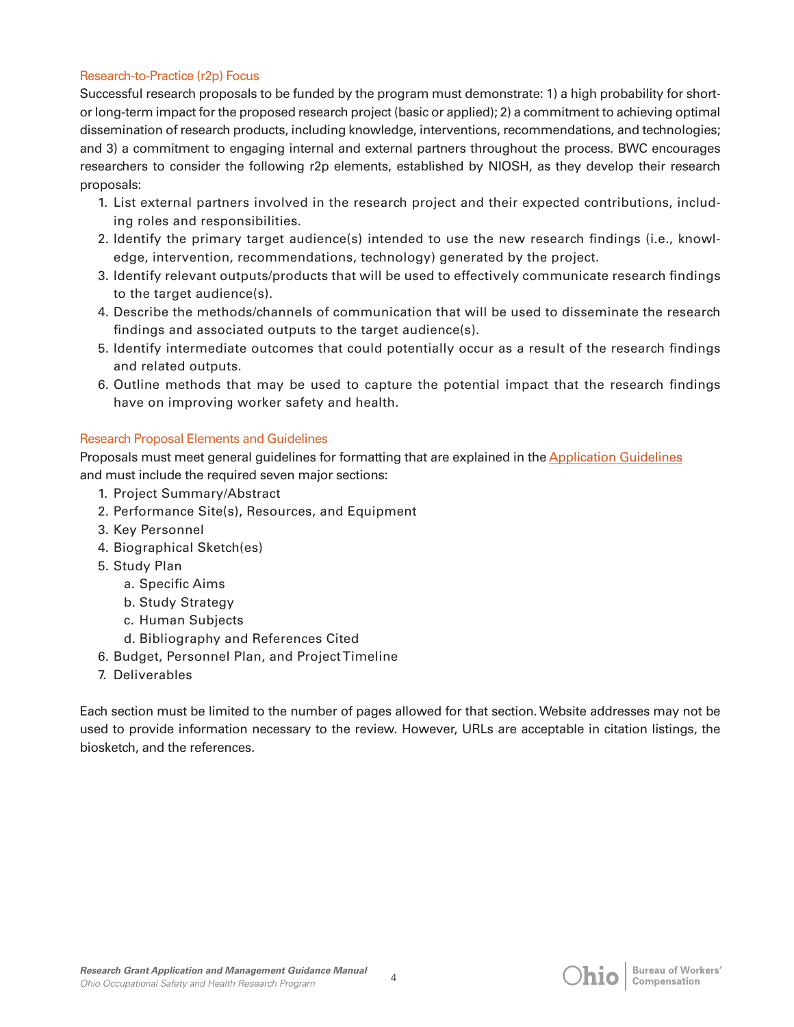### Research-to-Practice (r2p) Focus

Successful research proposals to be funded by the program must demonstrate: 1) a high probability for short- or long-term impact for the proposed research project (basic or applied); 2) a commitment to achieving optimal dissemination of research products, including knowledge, interventions, recommendations, and technologies; and 3) a commitment to engaging internal and external partners throughout the process. BWC encourages researchers to consider the following r2p elements, established by NIOSH, as they develop their research proposals:

1. List external partners involved in the research project and their expected contributions, including roles and responsibilities.
2. Identify the primary target audience(s) intended to use the new research findings (i.e., knowledge, intervention, recommendations, technology) generated by the project.
3. Identify relevant outputs/products that will be used to effectively communicate research findings to the target audience(s).
4. Describe the methods/channels of communication that will be used to disseminate the research findings and associated outputs to the target audience(s).
5. Identify intermediate outcomes that could potentially occur as a result of the research findings and related outputs.
6. Outline methods that may be used to capture the potential impact that the research findings have on improving worker safety and health.

### Research Proposal Elements and Guidelines

Proposals must meet general guidelines for formatting that are explained in the Application Guidelines and must include the required seven major sections:

1. Project Summary/Abstract
2. Performance Site(s), Resources, and Equipment
3. Key Personnel
4. Biographical Sketch(es)
5. Study Plan
   a. Specific Aims
   b. Study Strategy
   c. Human Subjects
   d. Bibliography and References Cited
6. Budget, Personnel Plan, and Project Timeline
7. Deliverables

Each section must be limited to the number of pages allowed for that section. Website addresses may not be used to provide information necessary to the review. However, URLs are acceptable in citation listings, the biosketch, and the references.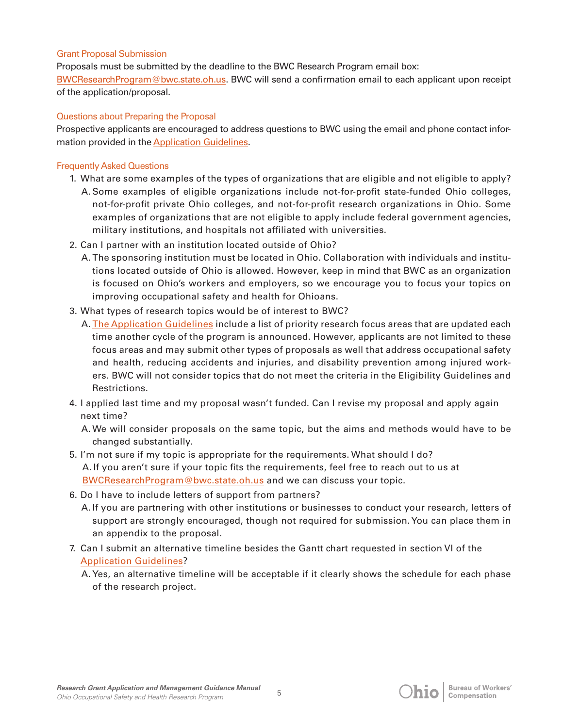### Grant Proposal Submission

Proposals must be submitted by the deadline to the BWC Research Program email box: BWCResearchProgram@bwc.state.oh.us. BWC will send a confirmation email to each applicant upon receipt of the application/proposal.

### Questions about Preparing the Proposal

Prospective applicants are encouraged to address questions to BWC using the email and phone contact information provided in the Application Guidelines.

### Frequently Asked Questions

1. What are some examples of the types of organizations that are eligible and not eligible to apply?
   A. Some examples of eligible organizations include not-for-profit state-funded Ohio colleges, not-for-profit private Ohio colleges, and not-for-profit research organizations in Ohio. Some examples of organizations that are not eligible to apply include federal government agencies, military institutions, and hospitals not affiliated with universities.
2. Can I partner with an institution located outside of Ohio?
   A. The sponsoring institution must be located in Ohio. Collaboration with individuals and institutions located outside of Ohio is allowed. However, keep in mind that BWC as an organization is focused on Ohio's workers and employers, so we encourage you to focus your topics on improving occupational safety and health for Ohioans.
3. What types of research topics would be of interest to BWC?
   A. The Application Guidelines include a list of priority research focus areas that are updated each time another cycle of the program is announced. However, applicants are not limited to these focus areas and may submit other types of proposals as well that address occupational safety and health, reducing accidents and injuries, and disability prevention among injured workers. BWC will not consider topics that do not meet the criteria in the Eligibility Guidelines and Restrictions.
4. I applied last time and my proposal wasn't funded. Can I revise my proposal and apply again next time?
   A. We will consider proposals on the same topic, but the aims and methods would have to be changed substantially.
5. I'm not sure if my topic is appropriate for the requirements. What should I do?
   A. If you aren't sure if your topic fits the requirements, feel free to reach out to us at BWCResearchProgram@bwc.state.oh.us and we can discuss your topic.
6. Do I have to include letters of support from partners?
   A. If you are partnering with other institutions or businesses to conduct your research, letters of support are strongly encouraged, though not required for submission. You can place them in an appendix to the proposal.
7. Can I submit an alternative timeline besides the Gantt chart requested in section VI of the Application Guidelines?
   A. Yes, an alternative timeline will be acceptable if it clearly shows the schedule for each phase of the research project.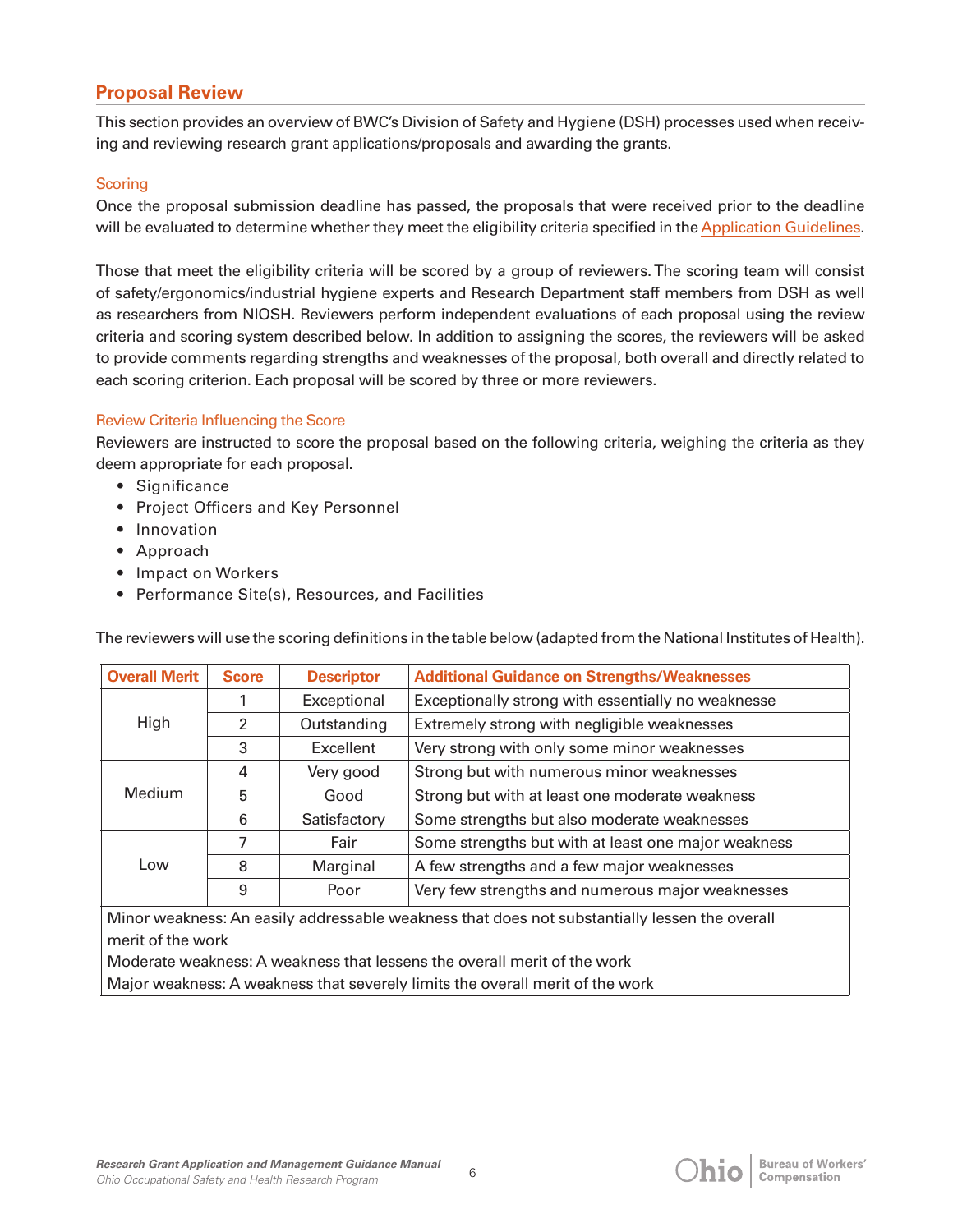## Proposal Review

This section provides an overview of BWC's Division of Safety and Hygiene (DSH) processes used when receiving and reviewing research grant applications/proposals and awarding the grants.

### Scoring

Once the proposal submission deadline has passed, the proposals that were received prior to the deadline will be evaluated to determine whether they meet the eligibility criteria specified in the Application Guidelines.

Those that meet the eligibility criteria will be scored by a group of reviewers. The scoring team will consist of safety/ergonomics/industrial hygiene experts and Research Department staff members from DSH as well as researchers from NIOSH. Reviewers perform independent evaluations of each proposal using the review criteria and scoring system described below. In addition to assigning the scores, the reviewers will be asked to provide comments regarding strengths and weaknesses of the proposal, both overall and directly related to each scoring criterion. Each proposal will be scored by three or more reviewers.

### Review Criteria Influencing the Score

Reviewers are instructed to score the proposal based on the following criteria, weighing the criteria as they deem appropriate for each proposal.

- Significance
- Project Officers and Key Personnel
- Innovation
- Approach
- Impact on Workers
- Performance Site(s), Resources, and Facilities

The reviewers will use the scoring definitions in the table below (adapted from the National Institutes of Health).

| Overall Merit | Score | Descriptor | Additional Guidance on Strengths/Weaknesses |
|---|---|---|---|
| High | 1 | Exceptional | Exceptionally strong with essentially no weaknesse |
| | 2 | Outstanding | Extremely strong with negligible weaknesses |
| | 3 | Excellent | Very strong with only some minor weaknesses |
| Medium | 4 | Very good | Strong but with numerous minor weaknesses |
| | 5 | Good | Strong but with at least one moderate weakness |
| | 6 | Satisfactory | Some strengths but also moderate weaknesses |
| Low | 7 | Fair | Some strengths but with at least one major weakness |
| | 8 | Marginal | A few strengths and a few major weaknesses |
| | 9 | Poor | Very few strengths and numerous major weaknesses |

Minor weakness: An easily addressable weakness that does not substantially lessen the overall merit of the work

Moderate weakness: A weakness that lessens the overall merit of the work

Major weakness: A weakness that severely limits the overall merit of the work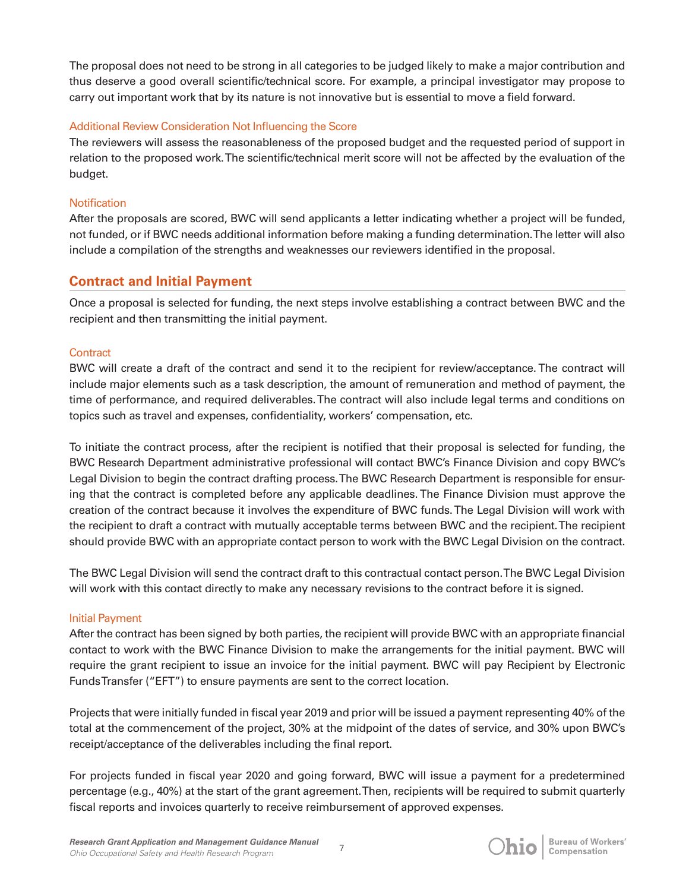The proposal does not need to be strong in all categories to be judged likely to make a major contribution and thus deserve a good overall scientific/technical score. For example, a principal investigator may propose to carry out important work that by its nature is not innovative but is essential to move a field forward.

### Additional Review Consideration Not Influencing the Score

The reviewers will assess the reasonableness of the proposed budget and the requested period of support in relation to the proposed work. The scientific/technical merit score will not be affected by the evaluation of the budget.

### Notification

After the proposals are scored, BWC will send applicants a letter indicating whether a project will be funded, not funded, or if BWC needs additional information before making a funding determination. The letter will also include a compilation of the strengths and weaknesses our reviewers identified in the proposal.

## Contract and Initial Payment

Once a proposal is selected for funding, the next steps involve establishing a contract between BWC and the recipient and then transmitting the initial payment.

### Contract

BWC will create a draft of the contract and send it to the recipient for review/acceptance. The contract will include major elements such as a task description, the amount of remuneration and method of payment, the time of performance, and required deliverables. The contract will also include legal terms and conditions on topics such as travel and expenses, confidentiality, workers' compensation, etc.

To initiate the contract process, after the recipient is notified that their proposal is selected for funding, the BWC Research Department administrative professional will contact BWC's Finance Division and copy BWC's Legal Division to begin the contract drafting process. The BWC Research Department is responsible for ensuring that the contract is completed before any applicable deadlines. The Finance Division must approve the creation of the contract because it involves the expenditure of BWC funds. The Legal Division will work with the recipient to draft a contract with mutually acceptable terms between BWC and the recipient. The recipient should provide BWC with an appropriate contact person to work with the BWC Legal Division on the contract.

The BWC Legal Division will send the contract draft to this contractual contact person. The BWC Legal Division will work with this contact directly to make any necessary revisions to the contract before it is signed.

### Initial Payment

After the contract has been signed by both parties, the recipient will provide BWC with an appropriate financial contact to work with the BWC Finance Division to make the arrangements for the initial payment. BWC will require the grant recipient to issue an invoice for the initial payment. BWC will pay Recipient by Electronic Funds Transfer ("EFT") to ensure payments are sent to the correct location.

Projects that were initially funded in fiscal year 2019 and prior will be issued a payment representing 40% of the total at the commencement of the project, 30% at the midpoint of the dates of service, and 30% upon BWC's receipt/acceptance of the deliverables including the final report.

For projects funded in fiscal year 2020 and going forward, BWC will issue a payment for a predetermined percentage (e.g., 40%) at the start of the grant agreement. Then, recipients will be required to submit quarterly fiscal reports and invoices quarterly to receive reimbursement of approved expenses.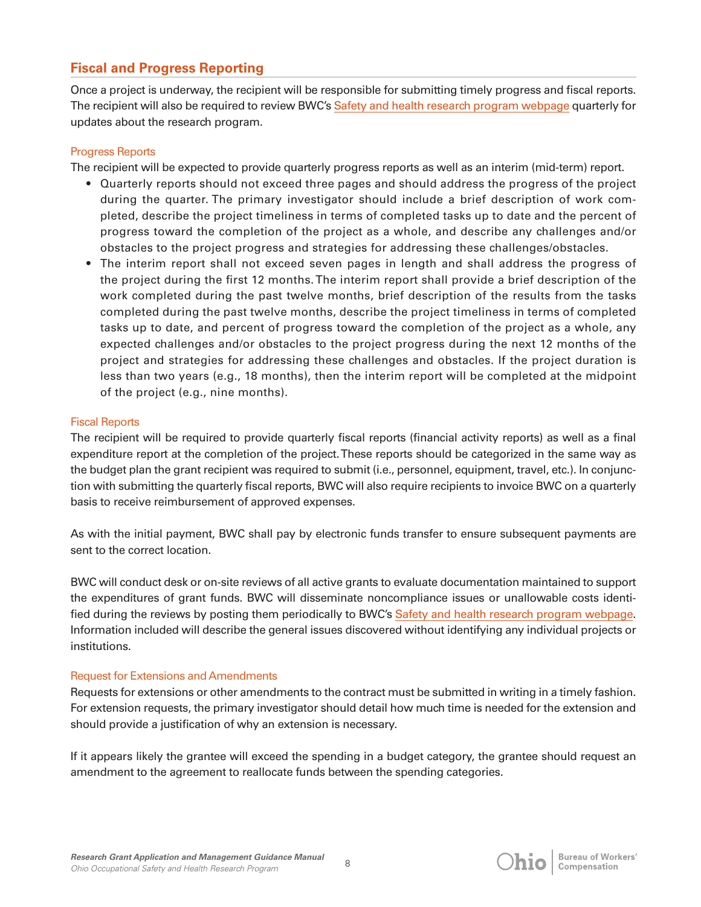## Fiscal and Progress Reporting

Once a project is underway, the recipient will be responsible for submitting timely progress and fiscal reports. The recipient will also be required to review BWC's Safety and health research program webpage quarterly for updates about the research program.

### Progress Reports

The recipient will be expected to provide quarterly progress reports as well as an interim (mid-term) report.

- Quarterly reports should not exceed three pages and should address the progress of the project during the quarter. The primary investigator should include a brief description of work completed, describe the project timeliness in terms of completed tasks up to date and the percent of progress toward the completion of the project as a whole, and describe any challenges and/or obstacles to the project progress and strategies for addressing these challenges/obstacles.
- The interim report shall not exceed seven pages in length and shall address the progress of the project during the first 12 months. The interim report shall provide a brief description of the work completed during the past twelve months, brief description of the results from the tasks completed during the past twelve months, describe the project timeliness in terms of completed tasks up to date, and percent of progress toward the completion of the project as a whole, any expected challenges and/or obstacles to the project progress during the next 12 months of the project and strategies for addressing these challenges and obstacles. If the project duration is less than two years (e.g., 18 months), then the interim report will be completed at the midpoint of the project (e.g., nine months).

### Fiscal Reports

The recipient will be required to provide quarterly fiscal reports (financial activity reports) as well as a final expenditure report at the completion of the project. These reports should be categorized in the same way as the budget plan the grant recipient was required to submit (i.e., personnel, equipment, travel, etc.). In conjunction with submitting the quarterly fiscal reports, BWC will also require recipients to invoice BWC on a quarterly basis to receive reimbursement of approved expenses.

As with the initial payment, BWC shall pay by electronic funds transfer to ensure subsequent payments are sent to the correct location.

BWC will conduct desk or on-site reviews of all active grants to evaluate documentation maintained to support the expenditures of grant funds. BWC will disseminate noncompliance issues or unallowable costs identified during the reviews by posting them periodically to BWC's Safety and health research program webpage. Information included will describe the general issues discovered without identifying any individual projects or institutions.

### Request for Extensions and Amendments

Requests for extensions or other amendments to the contract must be submitted in writing in a timely fashion. For extension requests, the primary investigator should detail how much time is needed for the extension and should provide a justification of why an extension is necessary.

If it appears likely the grantee will exceed the spending in a budget category, the grantee should request an amendment to the agreement to reallocate funds between the spending categories.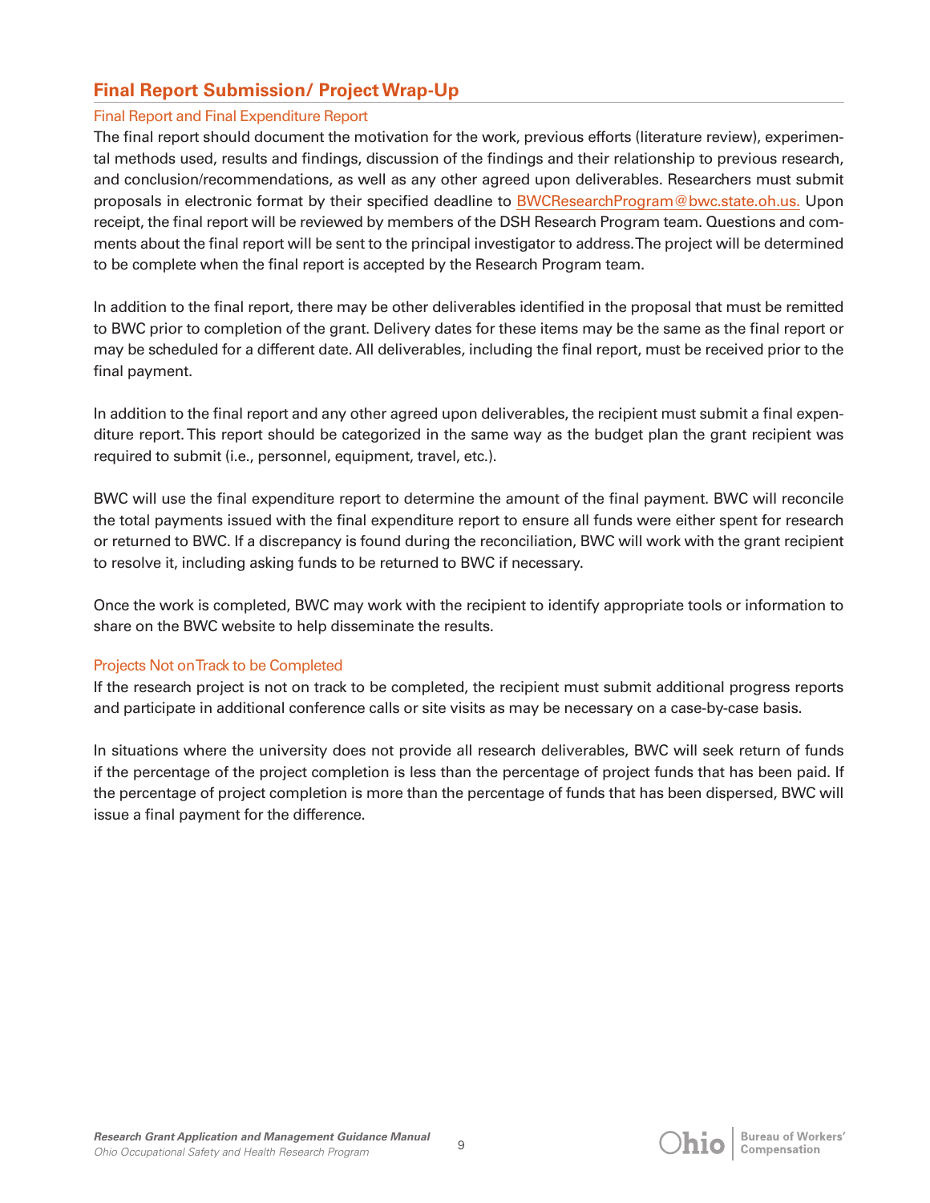## Final Report Submission/ Project Wrap-Up

### Final Report and Final Expenditure Report

The final report should document the motivation for the work, previous efforts (literature review), experimental methods used, results and findings, discussion of the findings and their relationship to previous research, and conclusion/recommendations, as well as any other agreed upon deliverables. Researchers must submit proposals in electronic format by their specified deadline to BWCResearchProgram@bwc.state.oh.us. Upon receipt, the final report will be reviewed by members of the DSH Research Program team. Questions and comments about the final report will be sent to the principal investigator to address. The project will be determined to be complete when the final report is accepted by the Research Program team.

In addition to the final report, there may be other deliverables identified in the proposal that must be remitted to BWC prior to completion of the grant. Delivery dates for these items may be the same as the final report or may be scheduled for a different date. All deliverables, including the final report, must be received prior to the final payment.

In addition to the final report and any other agreed upon deliverables, the recipient must submit a final expenditure report. This report should be categorized in the same way as the budget plan the grant recipient was required to submit (i.e., personnel, equipment, travel, etc.).

BWC will use the final expenditure report to determine the amount of the final payment. BWC will reconcile the total payments issued with the final expenditure report to ensure all funds were either spent for research or returned to BWC. If a discrepancy is found during the reconciliation, BWC will work with the grant recipient to resolve it, including asking funds to be returned to BWC if necessary.

Once the work is completed, BWC may work with the recipient to identify appropriate tools or information to share on the BWC website to help disseminate the results.

### Projects Not on Track to be Completed

If the research project is not on track to be completed, the recipient must submit additional progress reports and participate in additional conference calls or site visits as may be necessary on a case-by-case basis.

In situations where the university does not provide all research deliverables, BWC will seek return of funds if the percentage of the project completion is less than the percentage of project funds that has been paid. If the percentage of project completion is more than the percentage of funds that has been dispersed, BWC will issue a final payment for the difference.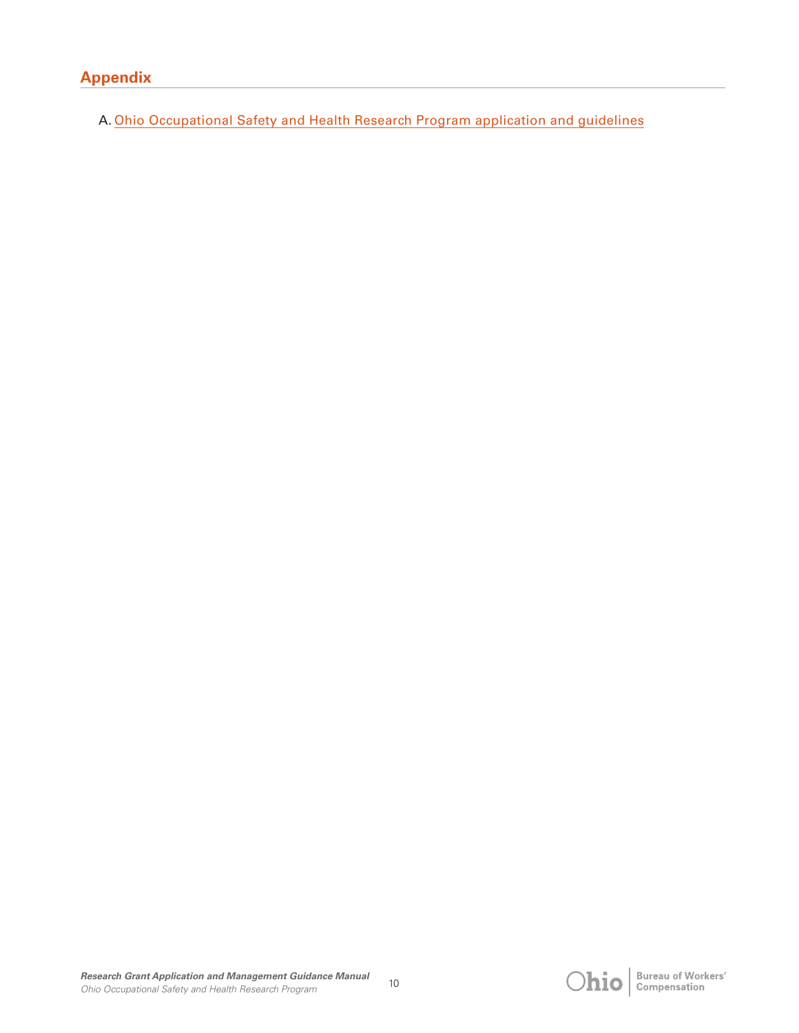## Appendix

A. Ohio Occupational Safety and Health Research Program application and guidelines